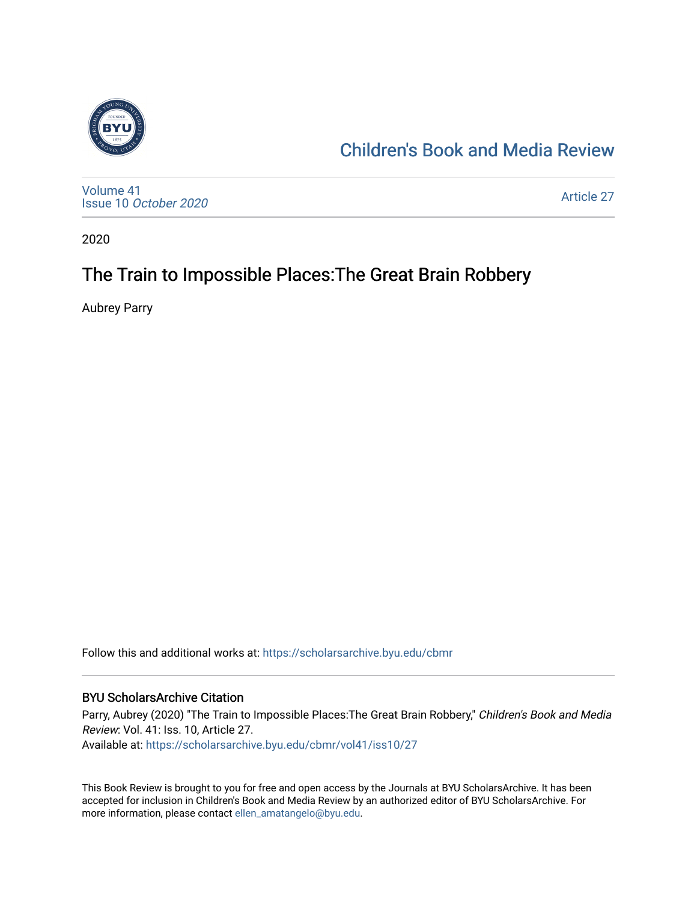Children's Book and Media Review

Volume 41
Issue 10 *October 2020*

Article 27

2020

# The Train to Impossible Places:The Great Brain Robbery

Aubrey Parry

Follow this and additional works at: https://scholarsarchive.byu.edu/cbmr

## BYU ScholarsArchive Citation

Parry, Aubrey (2020) "The Train to Impossible Places:The Great Brain Robbery," *Children's Book and Media Review*: Vol. 41: Iss. 10, Article 27.
Available at: https://scholarsarchive.byu.edu/cbmr/vol41/iss10/27

This Book Review is brought to you for free and open access by the Journals at BYU ScholarsArchive. It has been accepted for inclusion in Children's Book and Media Review by an authorized editor of BYU ScholarsArchive. For more information, please contact ellen_amatangelo@byu.edu.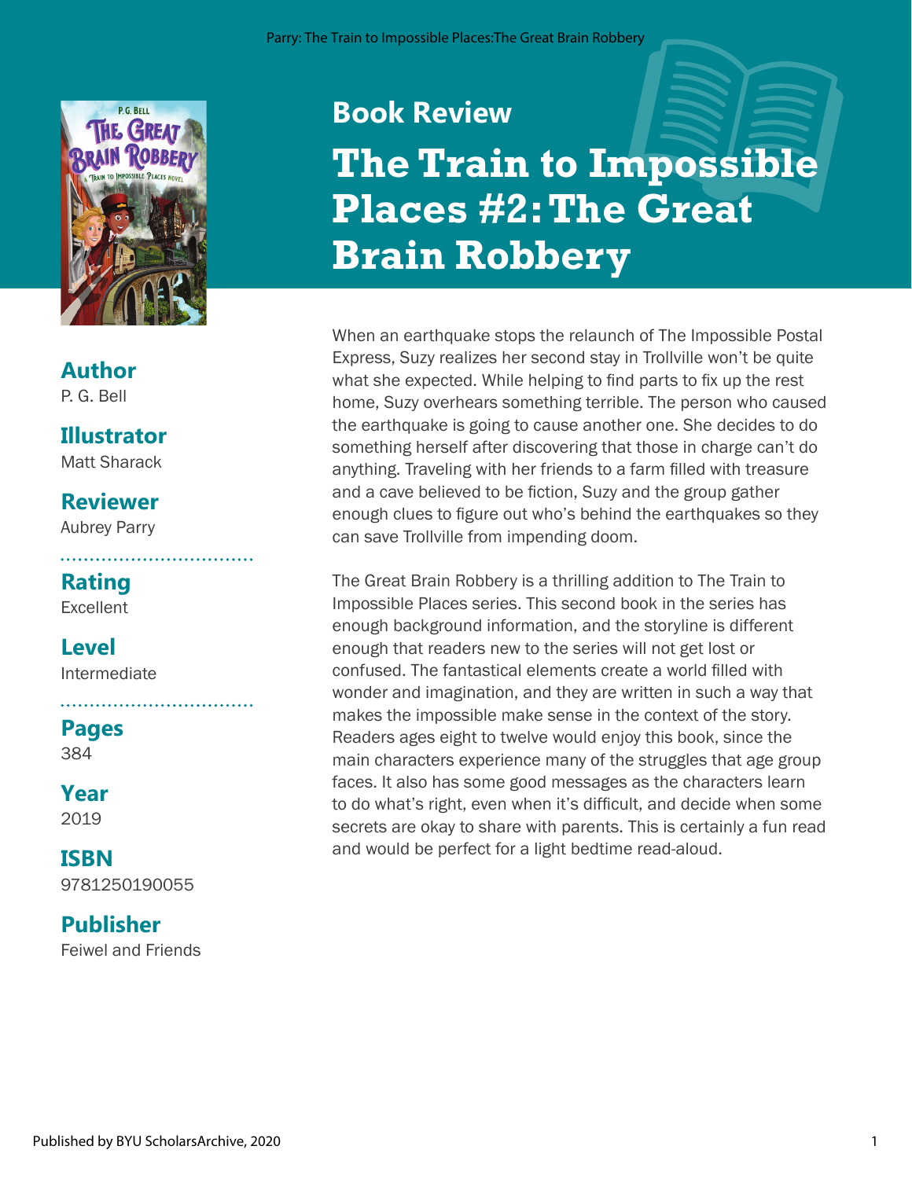## Book Review

# The Train to Impossible Places #2: The Great Brain Robbery

**Author**
P. G. Bell

**Illustrator**
Matt Sharack

**Reviewer**
Aubrey Parry

**Rating**
Excellent

**Level**
Intermediate

**Pages**
384

**Year**
2019

**ISBN**
9781250190055

**Publisher**
Feiwel and Friends

When an earthquake stops the relaunch of The Impossible Postal Express, Suzy realizes her second stay in Trollville won't be quite what she expected. While helping to find parts to fix up the rest home, Suzy overhears something terrible. The person who caused the earthquake is going to cause another one. She decides to do something herself after discovering that those in charge can't do anything. Traveling with her friends to a farm filled with treasure and a cave believed to be fiction, Suzy and the group gather enough clues to figure out who's behind the earthquakes so they can save Trollville from impending doom.

The Great Brain Robbery is a thrilling addition to The Train to Impossible Places series. This second book in the series has enough background information, and the storyline is different enough that readers new to the series will not get lost or confused. The fantastical elements create a world filled with wonder and imagination, and they are written in such a way that makes the impossible make sense in the context of the story. Readers ages eight to twelve would enjoy this book, since the main characters experience many of the struggles that age group faces. It also has some good messages as the characters learn to do what's right, even when it's difficult, and decide when some secrets are okay to share with parents. This is certainly a fun read and would be perfect for a light bedtime read-aloud.